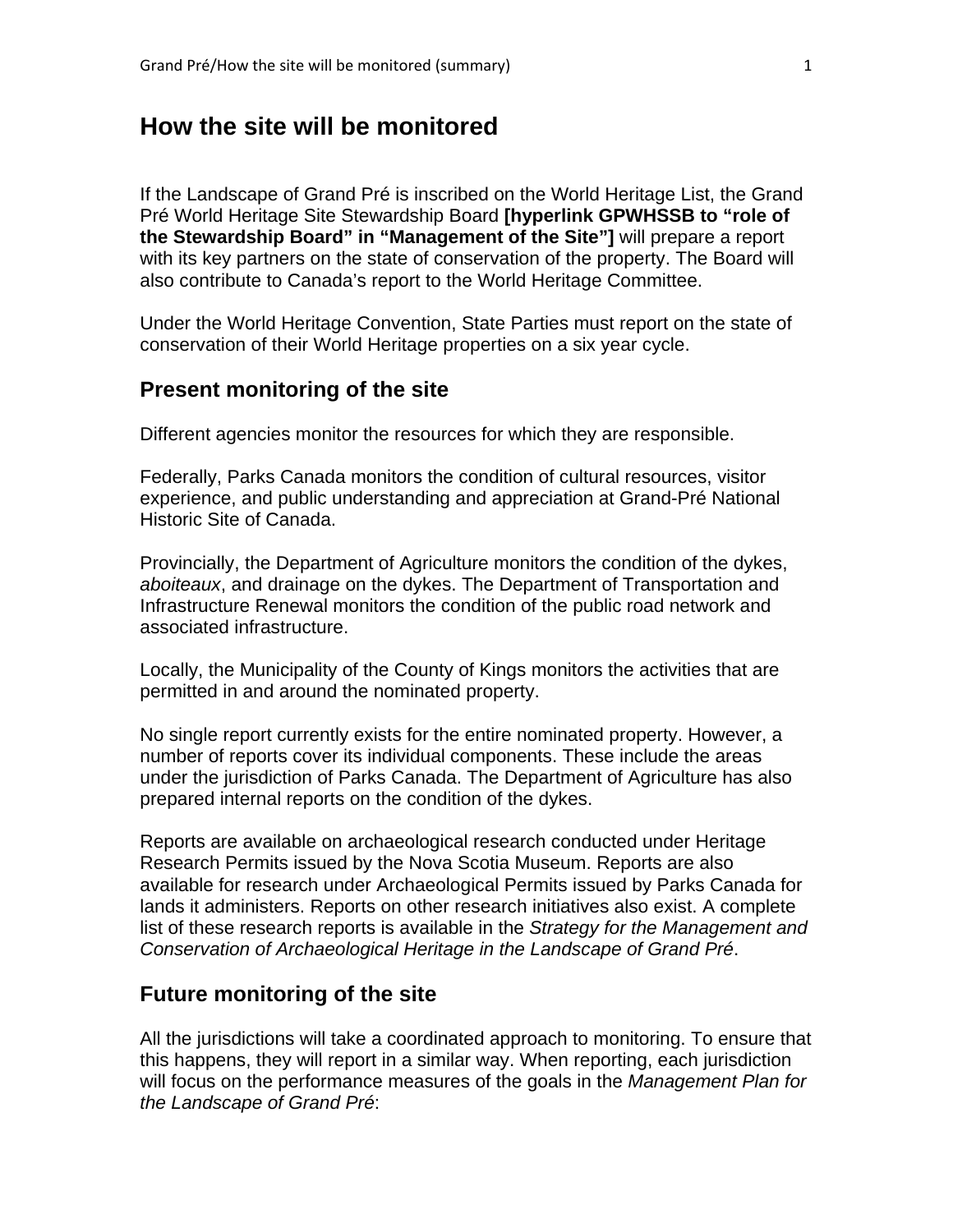# How the site will be monitored

If the Landscape of Grand Pré is inscribed on the World Heritage List, the Grand Pré World Heritage Site Stewardship Board **[hyperlink GPWHSSB to "role of the Stewardship Board" in "Management of the Site"]** will prepare a report with its key partners on the state of conservation of the property. The Board will also contribute to Canada's report to the World Heritage Committee.

Under the World Heritage Convention, State Parties must report on the state of conservation of their World Heritage properties on a six year cycle.

## Present monitoring of the site

Different agencies monitor the resources for which they are responsible.

Federally, Parks Canada monitors the condition of cultural resources, visitor experience, and public understanding and appreciation at Grand-Pré National Historic Site of Canada.

Provincially, the Department of Agriculture monitors the condition of the dykes, *aboiteaux*, and drainage on the dykes. The Department of Transportation and Infrastructure Renewal monitors the condition of the public road network and associated infrastructure.

Locally, the Municipality of the County of Kings monitors the activities that are permitted in and around the nominated property.

No single report currently exists for the entire nominated property. However, a number of reports cover its individual components. These include the areas under the jurisdiction of Parks Canada. The Department of Agriculture has also prepared internal reports on the condition of the dykes.

Reports are available on archaeological research conducted under Heritage Research Permits issued by the Nova Scotia Museum. Reports are also available for research under Archaeological Permits issued by Parks Canada for lands it administers. Reports on other research initiatives also exist. A complete list of these research reports is available in the *Strategy for the Management and Conservation of Archaeological Heritage in the Landscape of Grand Pré*.

## Future monitoring of the site

All the jurisdictions will take a coordinated approach to monitoring. To ensure that this happens, they will report in a similar way. When reporting, each jurisdiction will focus on the performance measures of the goals in the *Management Plan for the Landscape of Grand Pré*: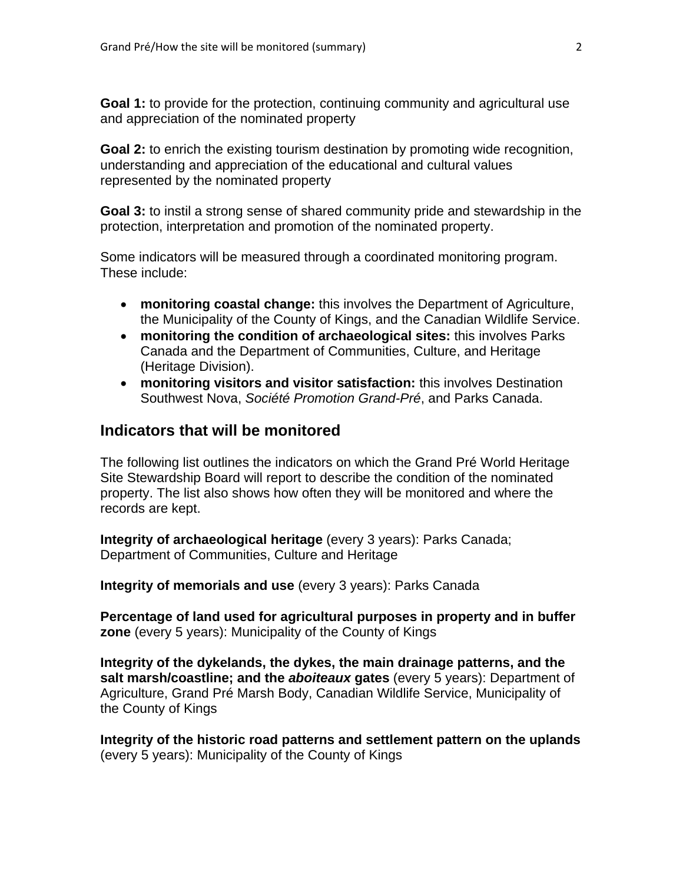**Goal 1:** to provide for the protection, continuing community and agricultural use and appreciation of the nominated property

**Goal 2:** to enrich the existing tourism destination by promoting wide recognition, understanding and appreciation of the educational and cultural values represented by the nominated property

**Goal 3:** to instil a strong sense of shared community pride and stewardship in the protection, interpretation and promotion of the nominated property.

Some indicators will be measured through a coordinated monitoring program. These include:

- **monitoring coastal change:** this involves the Department of Agriculture, the Municipality of the County of Kings, and the Canadian Wildlife Service.
- **monitoring the condition of archaeological sites:** this involves Parks Canada and the Department of Communities, Culture, and Heritage (Heritage Division).
- **monitoring visitors and visitor satisfaction:** this involves Destination Southwest Nova, *Société Promotion Grand-Pré*, and Parks Canada.

## Indicators that will be monitored

The following list outlines the indicators on which the Grand Pré World Heritage Site Stewardship Board will report to describe the condition of the nominated property. The list also shows how often they will be monitored and where the records are kept.

**Integrity of archaeological heritage** (every 3 years): Parks Canada; Department of Communities, Culture and Heritage

**Integrity of memorials and use** (every 3 years): Parks Canada

**Percentage of land used for agricultural purposes in property and in buffer zone** (every 5 years): Municipality of the County of Kings

**Integrity of the dykelands, the dykes, the main drainage patterns, and the salt marsh/coastline; and the *aboiteaux* gates** (every 5 years): Department of Agriculture, Grand Pré Marsh Body, Canadian Wildlife Service, Municipality of the County of Kings

**Integrity of the historic road patterns and settlement pattern on the uplands** (every 5 years): Municipality of the County of Kings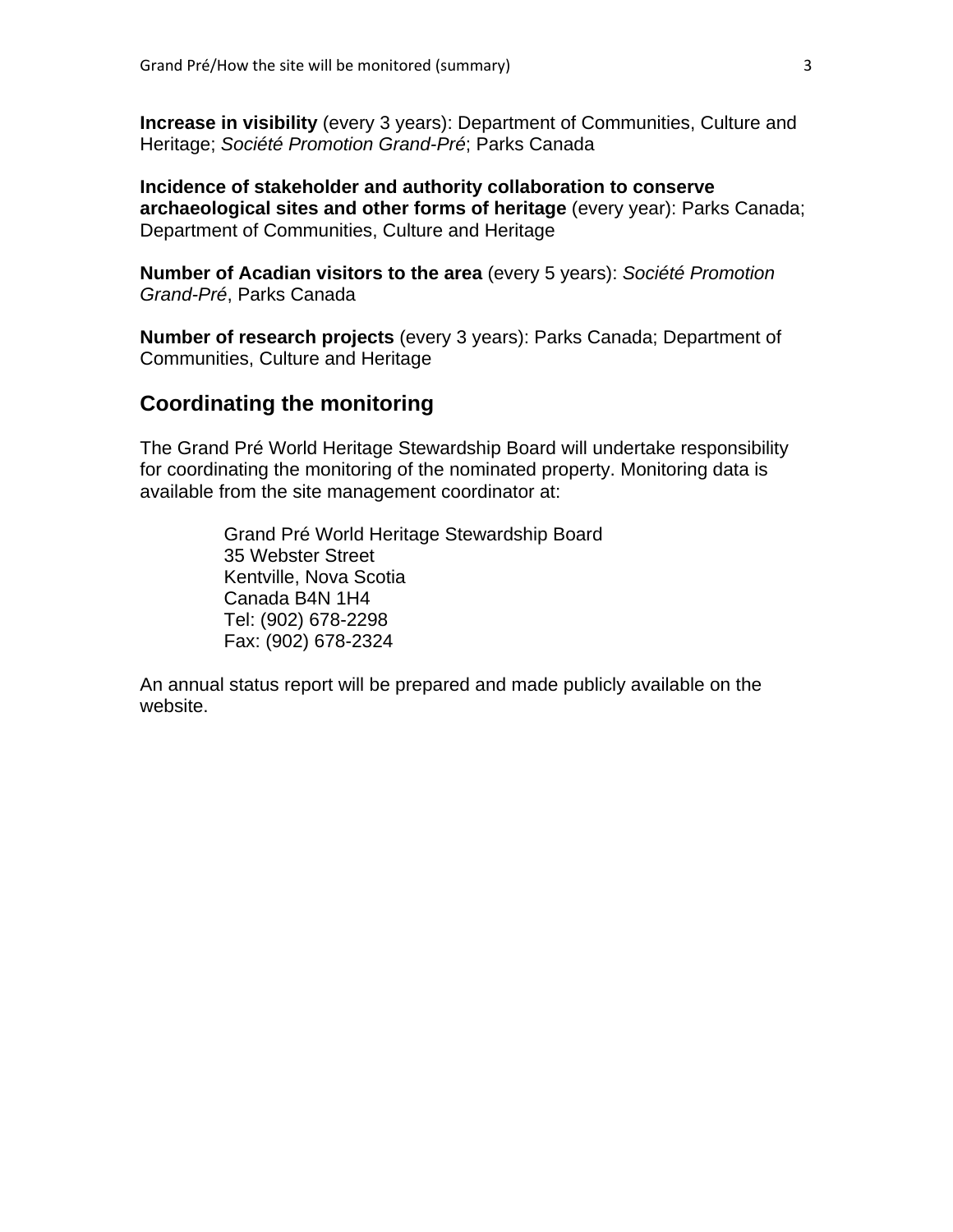**Increase in visibility** (every 3 years): Department of Communities, Culture and Heritage; *Société Promotion Grand-Pré*; Parks Canada

**Incidence of stakeholder and authority collaboration to conserve archaeological sites and other forms of heritage** (every year): Parks Canada; Department of Communities, Culture and Heritage

**Number of Acadian visitors to the area** (every 5 years): *Société Promotion Grand-Pré*, Parks Canada

**Number of research projects** (every 3 years): Parks Canada; Department of Communities, Culture and Heritage

## Coordinating the monitoring

The Grand Pré World Heritage Stewardship Board will undertake responsibility for coordinating the monitoring of the nominated property. Monitoring data is available from the site management coordinator at:

Grand Pré World Heritage Stewardship Board
35 Webster Street
Kentville, Nova Scotia
Canada B4N 1H4
Tel: (902) 678-2298
Fax: (902) 678-2324

An annual status report will be prepared and made publicly available on the website.